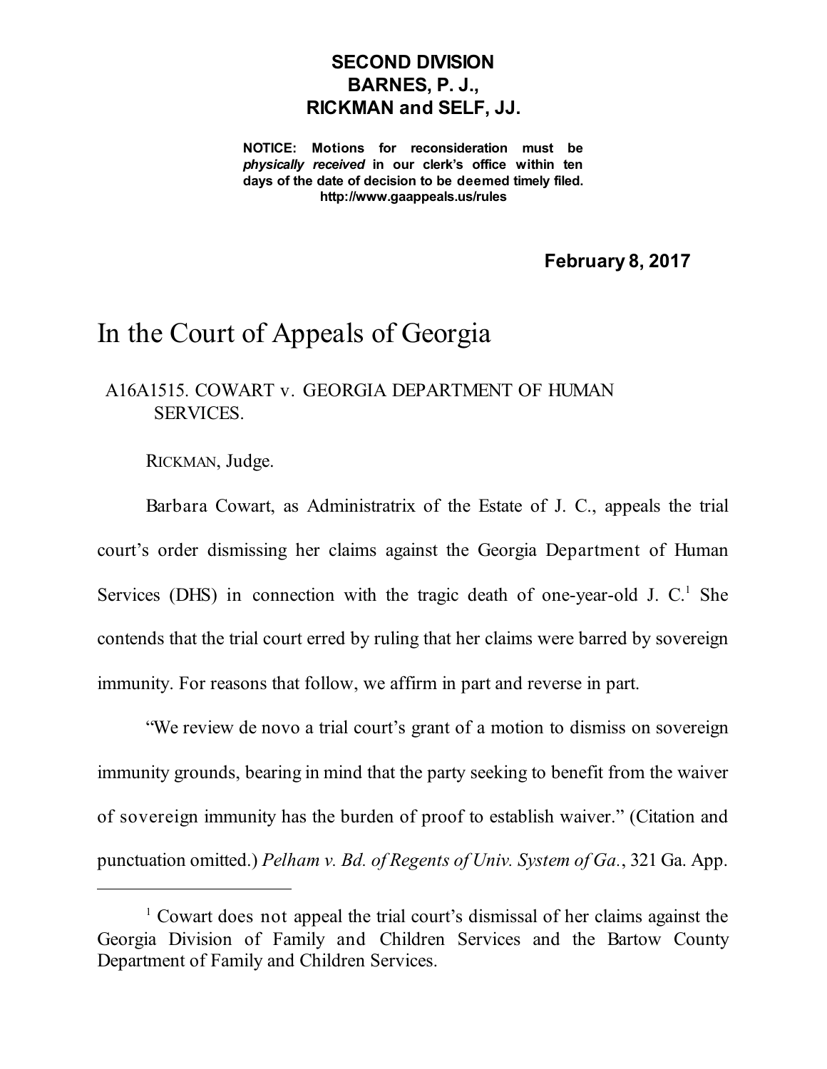**SECOND DIVISION**
**BARNES, P. J.,**
**RICKMAN and SELF, JJ.**

**NOTICE: Motions for reconsideration must be *physically received* in our clerk's office within ten days of the date of decision to be deemed timely filed.**
**http://www.gaappeals.us/rules**

**February 8, 2017**

# In the Court of Appeals of Georgia

A16A1515. COWART v. GEORGIA DEPARTMENT OF HUMAN SERVICES.

RICKMAN, Judge.

Barbara Cowart, as Administratrix of the Estate of J. C., appeals the trial court's order dismissing her claims against the Georgia Department of Human Services (DHS) in connection with the tragic death of one-year-old J. C.[1] She contends that the trial court erred by ruling that her claims were barred by sovereign immunity. For reasons that follow, we affirm in part and reverse in part.

"We review de novo a trial court's grant of a motion to dismiss on sovereign immunity grounds, bearing in mind that the party seeking to benefit from the waiver of sovereign immunity has the burden of proof to establish waiver." (Citation and punctuation omitted.) *Pelham v. Bd. of Regents of Univ. System of Ga.*, 321 Ga. App.

---

[1] Cowart does not appeal the trial court's dismissal of her claims against the Georgia Division of Family and Children Services and the Bartow County Department of Family and Children Services.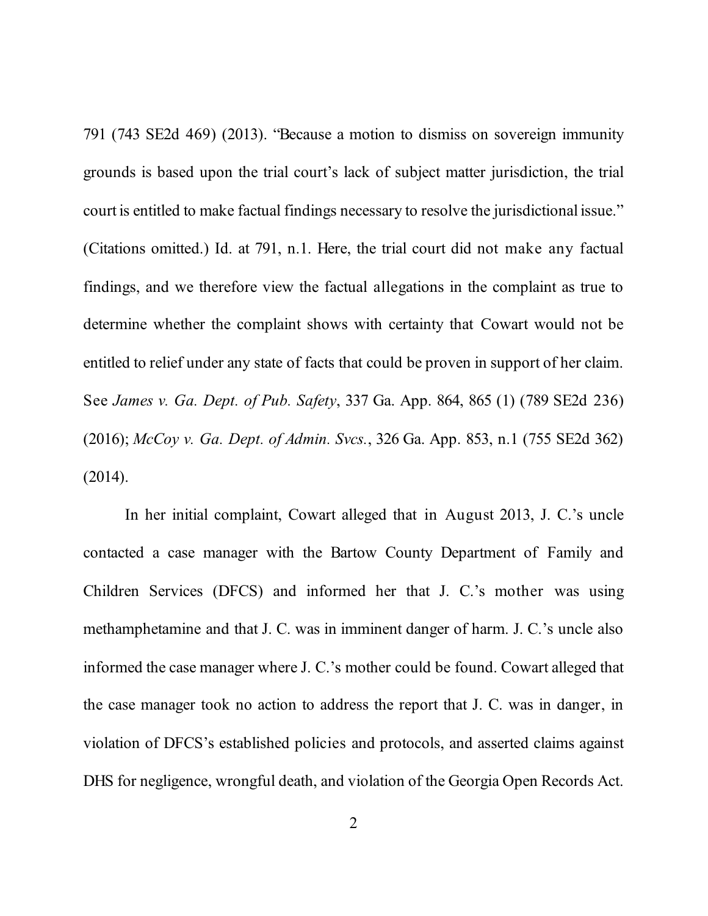791 (743 SE2d 469) (2013). "Because a motion to dismiss on sovereign immunity grounds is based upon the trial court's lack of subject matter jurisdiction, the trial court is entitled to make factual findings necessary to resolve the jurisdictional issue." (Citations omitted.) Id. at 791, n.1. Here, the trial court did not make any factual findings, and we therefore view the factual allegations in the complaint as true to determine whether the complaint shows with certainty that Cowart would not be entitled to relief under any state of facts that could be proven in support of her claim. See *James v. Ga. Dept. of Pub. Safety*, 337 Ga. App. 864, 865 (1) (789 SE2d 236) (2016); *McCoy v. Ga. Dept. of Admin. Svcs.*, 326 Ga. App. 853, n.1 (755 SE2d 362) (2014).

In her initial complaint, Cowart alleged that in August 2013, J. C.'s uncle contacted a case manager with the Bartow County Department of Family and Children Services (DFCS) and informed her that J. C.'s mother was using methamphetamine and that J. C. was in imminent danger of harm. J. C.'s uncle also informed the case manager where J. C.'s mother could be found. Cowart alleged that the case manager took no action to address the report that J. C. was in danger, in violation of DFCS's established policies and protocols, and asserted claims against DHS for negligence, wrongful death, and violation of the Georgia Open Records Act.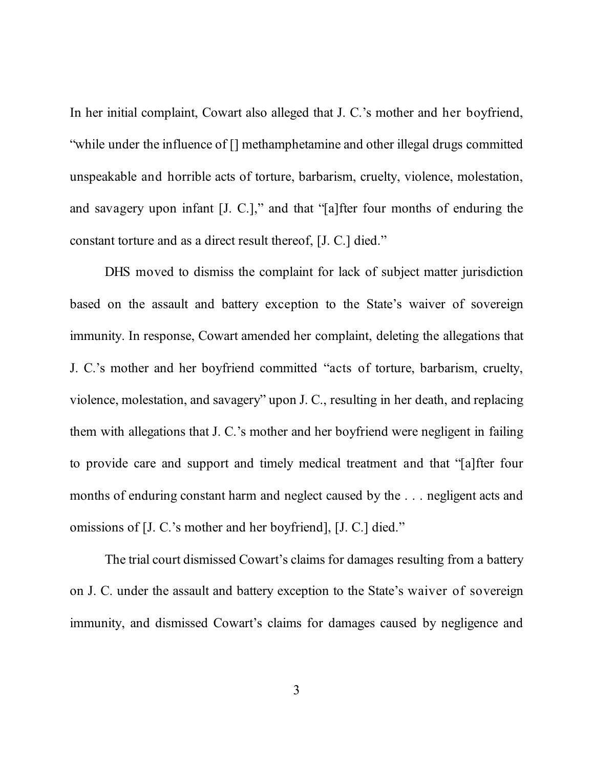In her initial complaint, Cowart also alleged that J. C.'s mother and her boyfriend, "while under the influence of [] methamphetamine and other illegal drugs committed unspeakable and horrible acts of torture, barbarism, cruelty, violence, molestation, and savagery upon infant [J. C.]," and that "[a]fter four months of enduring the constant torture and as a direct result thereof, [J. C.] died."

DHS moved to dismiss the complaint for lack of subject matter jurisdiction based on the assault and battery exception to the State's waiver of sovereign immunity. In response, Cowart amended her complaint, deleting the allegations that J. C.'s mother and her boyfriend committed "acts of torture, barbarism, cruelty, violence, molestation, and savagery" upon J. C., resulting in her death, and replacing them with allegations that J. C.'s mother and her boyfriend were negligent in failing to provide care and support and timely medical treatment and that "[a]fter four months of enduring constant harm and neglect caused by the . . . negligent acts and omissions of [J. C.'s mother and her boyfriend], [J. C.] died."

The trial court dismissed Cowart's claims for damages resulting from a battery on J. C. under the assault and battery exception to the State's waiver of sovereign immunity, and dismissed Cowart's claims for damages caused by negligence and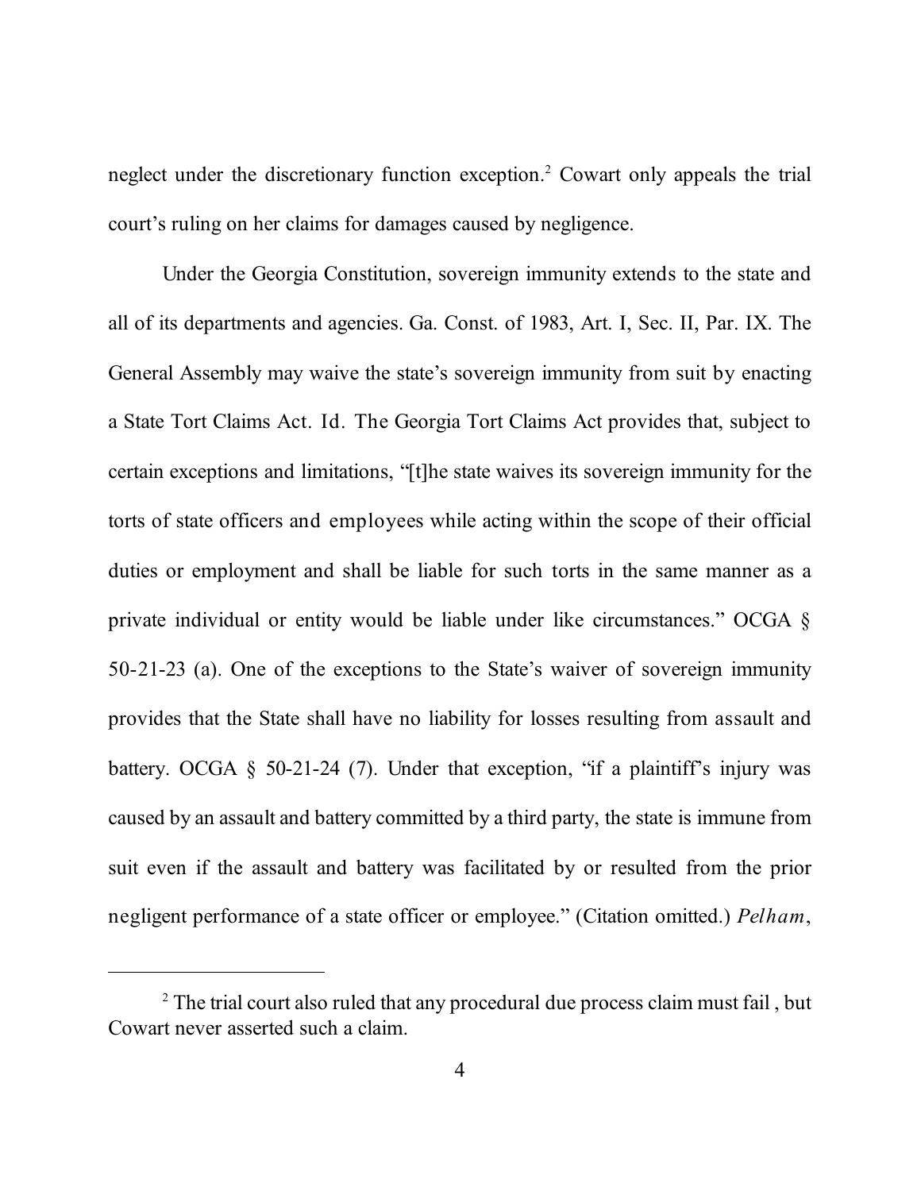neglect under the discretionary function exception.[2] Cowart only appeals the trial court's ruling on her claims for damages caused by negligence.

Under the Georgia Constitution, sovereign immunity extends to the state and all of its departments and agencies. Ga. Const. of 1983, Art. I, Sec. II, Par. IX. The General Assembly may waive the state's sovereign immunity from suit by enacting a State Tort Claims Act. Id. The Georgia Tort Claims Act provides that, subject to certain exceptions and limitations, "[t]he state waives its sovereign immunity for the torts of state officers and employees while acting within the scope of their official duties or employment and shall be liable for such torts in the same manner as a private individual or entity would be liable under like circumstances." OCGA § 50-21-23 (a). One of the exceptions to the State's waiver of sovereign immunity provides that the State shall have no liability for losses resulting from assault and battery. OCGA § 50-21-24 (7). Under that exception, "if a plaintiff's injury was caused by an assault and battery committed by a third party, the state is immune from suit even if the assault and battery was facilitated by or resulted from the prior negligent performance of a state officer or employee." (Citation omitted.) *Pelham*,

---

[2] The trial court also ruled that any procedural due process claim must fail , but Cowart never asserted such a claim.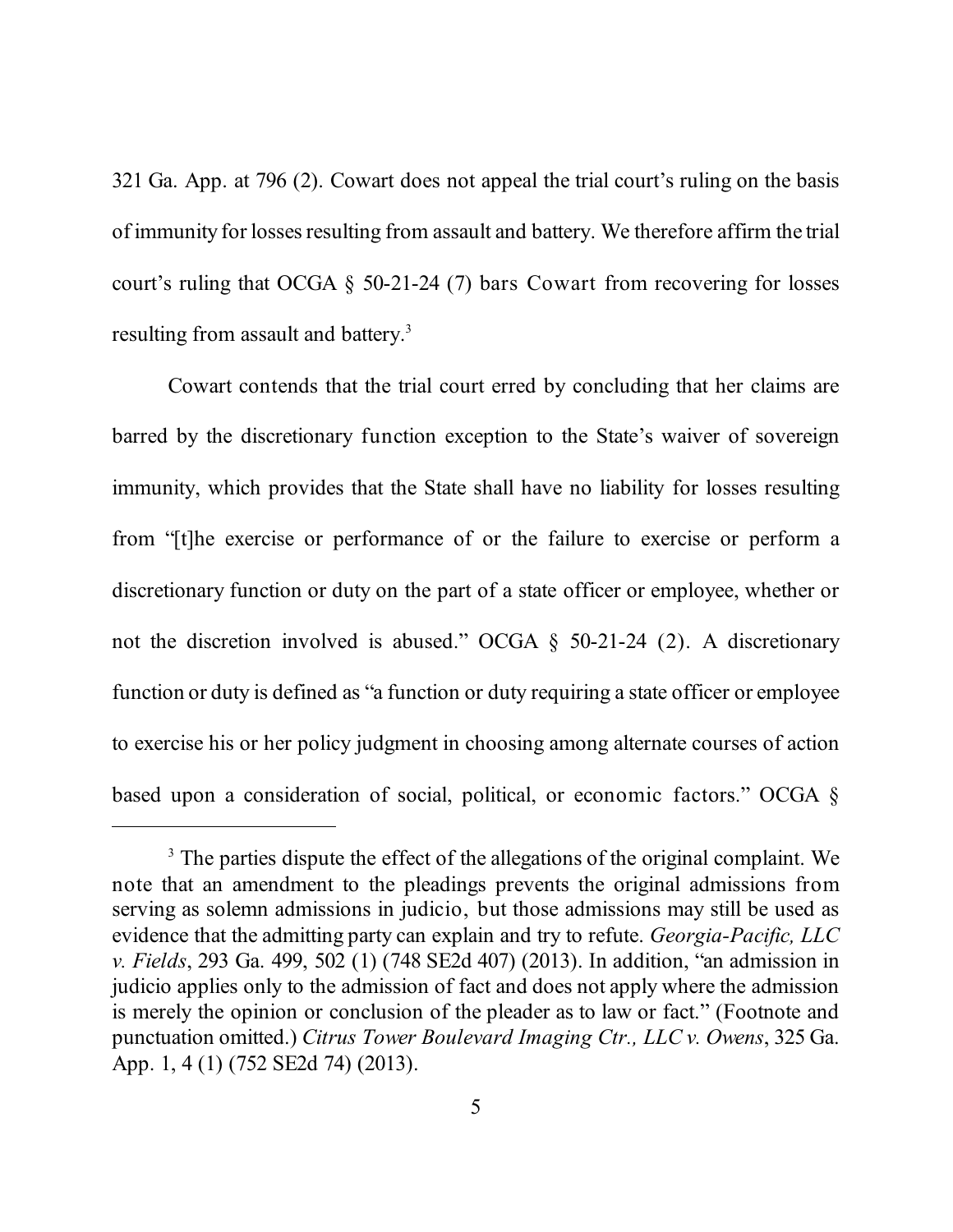321 Ga. App. at 796 (2). Cowart does not appeal the trial court's ruling on the basis of immunity for losses resulting from assault and battery. We therefore affirm the trial court's ruling that OCGA § 50-21-24 (7) bars Cowart from recovering for losses resulting from assault and battery.[3]

Cowart contends that the trial court erred by concluding that her claims are barred by the discretionary function exception to the State's waiver of sovereign immunity, which provides that the State shall have no liability for losses resulting from "[t]he exercise or performance of or the failure to exercise or perform a discretionary function or duty on the part of a state officer or employee, whether or not the discretion involved is abused." OCGA § 50-21-24 (2). A discretionary function or duty is defined as "a function or duty requiring a state officer or employee to exercise his or her policy judgment in choosing among alternate courses of action based upon a consideration of social, political, or economic factors." OCGA §

---

[3] The parties dispute the effect of the allegations of the original complaint. We note that an amendment to the pleadings prevents the original admissions from serving as solemn admissions in judicio, but those admissions may still be used as evidence that the admitting party can explain and try to refute. *Georgia-Pacific, LLC v. Fields*, 293 Ga. 499, 502 (1) (748 SE2d 407) (2013). In addition, "an admission in judicio applies only to the admission of fact and does not apply where the admission is merely the opinion or conclusion of the pleader as to law or fact." (Footnote and punctuation omitted.) *Citrus Tower Boulevard Imaging Ctr., LLC v. Owens*, 325 Ga. App. 1, 4 (1) (752 SE2d 74) (2013).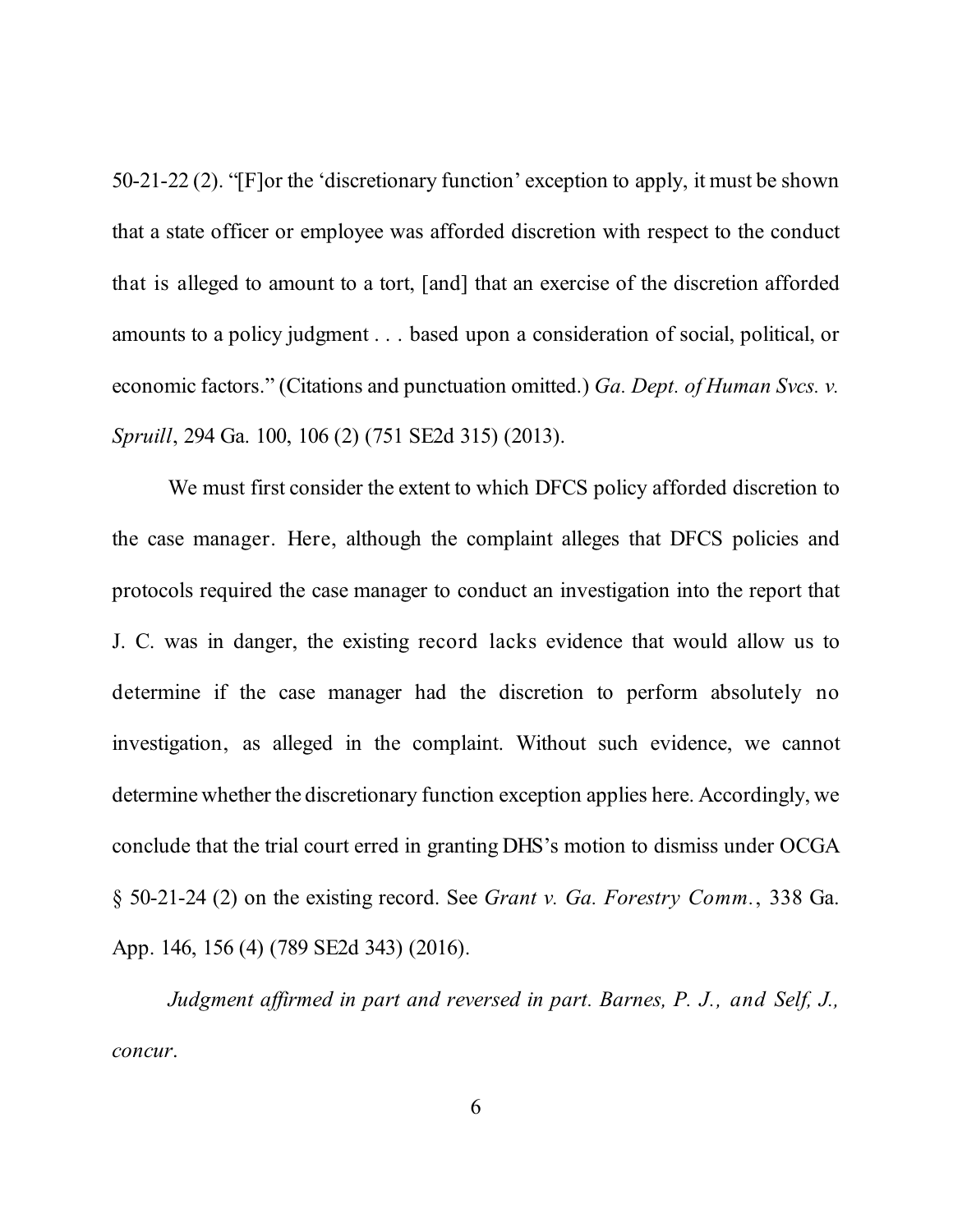50-21-22 (2). "[F]or the 'discretionary function' exception to apply, it must be shown that a state officer or employee was afforded discretion with respect to the conduct that is alleged to amount to a tort, [and] that an exercise of the discretion afforded amounts to a policy judgment . . . based upon a consideration of social, political, or economic factors." (Citations and punctuation omitted.) *Ga. Dept. of Human Svcs. v. Spruill*, 294 Ga. 100, 106 (2) (751 SE2d 315) (2013).

We must first consider the extent to which DFCS policy afforded discretion to the case manager. Here, although the complaint alleges that DFCS policies and protocols required the case manager to conduct an investigation into the report that J. C. was in danger, the existing record lacks evidence that would allow us to determine if the case manager had the discretion to perform absolutely no investigation, as alleged in the complaint. Without such evidence, we cannot determine whether the discretionary function exception applies here. Accordingly, we conclude that the trial court erred in granting DHS's motion to dismiss under OCGA § 50-21-24 (2) on the existing record. See *Grant v. Ga. Forestry Comm.*, 338 Ga. App. 146, 156 (4) (789 SE2d 343) (2016).

*Judgment affirmed in part and reversed in part. Barnes, P. J., and Self, J., concur.*